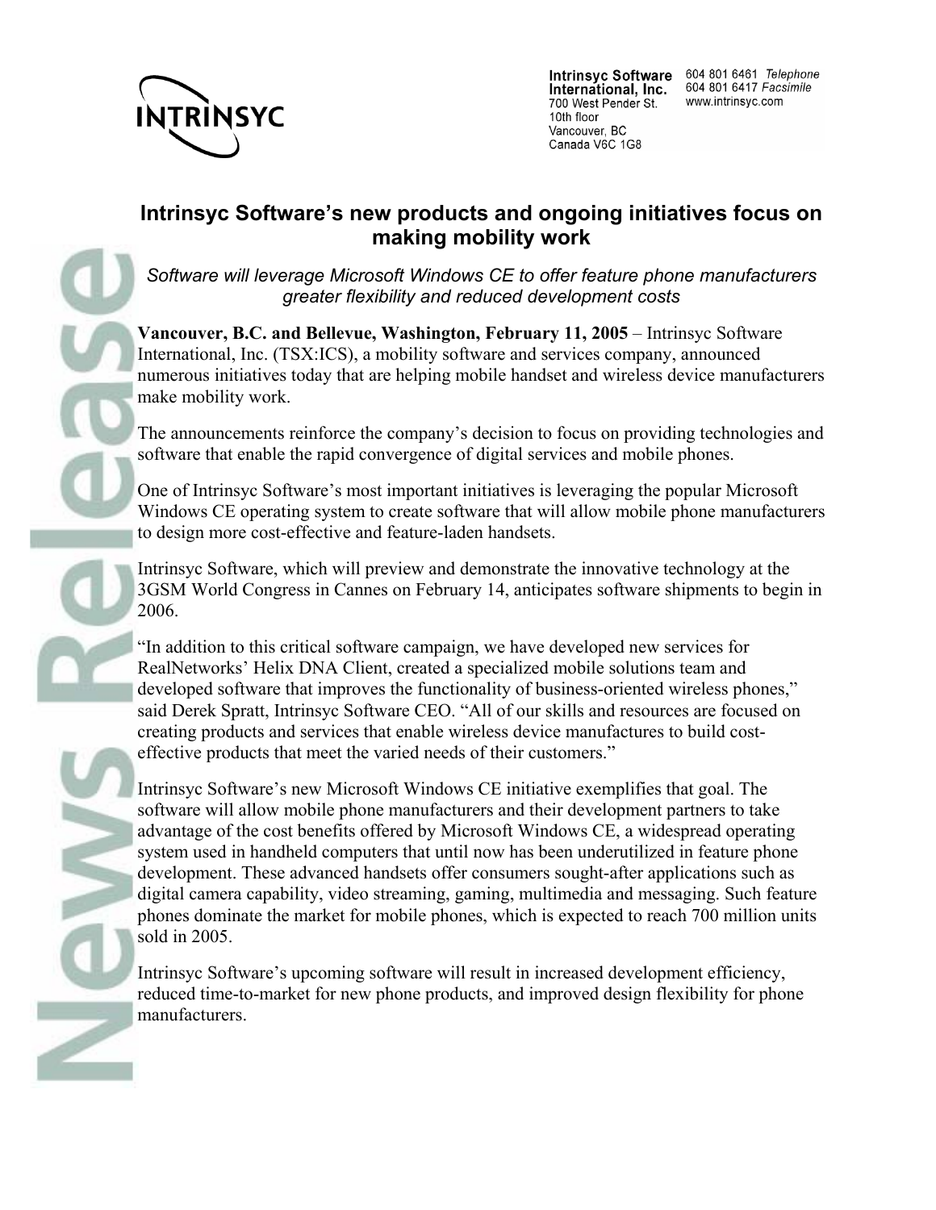INTRINSYC

**Intrinsyc Software International, Inc.**
700 West Pender St.
10th floor
Vancouver, BC
Canada V6C 1G8

604 801 6461 *Telephone*
604 801 6417 *Facsimile*
www.intrinsyc.com

# Intrinsyc Software's new products and ongoing initiatives focus on making mobility work

*Software will leverage Microsoft Windows CE to offer feature phone manufacturers greater flexibility and reduced development costs*

**Vancouver, B.C. and Bellevue, Washington, February 11, 2005** – Intrinsyc Software International, Inc. (TSX:ICS), a mobility software and services company, announced numerous initiatives today that are helping mobile handset and wireless device manufacturers make mobility work.

The announcements reinforce the company's decision to focus on providing technologies and software that enable the rapid convergence of digital services and mobile phones.

One of Intrinsyc Software's most important initiatives is leveraging the popular Microsoft Windows CE operating system to create software that will allow mobile phone manufacturers to design more cost-effective and feature-laden handsets.

Intrinsyc Software, which will preview and demonstrate the innovative technology at the 3GSM World Congress in Cannes on February 14, anticipates software shipments to begin in 2006.

"In addition to this critical software campaign, we have developed new services for RealNetworks' Helix DNA Client, created a specialized mobile solutions team and developed software that improves the functionality of business-oriented wireless phones," said Derek Spratt, Intrinsyc Software CEO. "All of our skills and resources are focused on creating products and services that enable wireless device manufactures to build cost-effective products that meet the varied needs of their customers."

Intrinsyc Software's new Microsoft Windows CE initiative exemplifies that goal. The software will allow mobile phone manufacturers and their development partners to take advantage of the cost benefits offered by Microsoft Windows CE, a widespread operating system used in handheld computers that until now has been underutilized in feature phone development. These advanced handsets offer consumers sought-after applications such as digital camera capability, video streaming, gaming, multimedia and messaging. Such feature phones dominate the market for mobile phones, which is expected to reach 700 million units sold in 2005.

Intrinsyc Software's upcoming software will result in increased development efficiency, reduced time-to-market for new phone products, and improved design flexibility for phone manufacturers.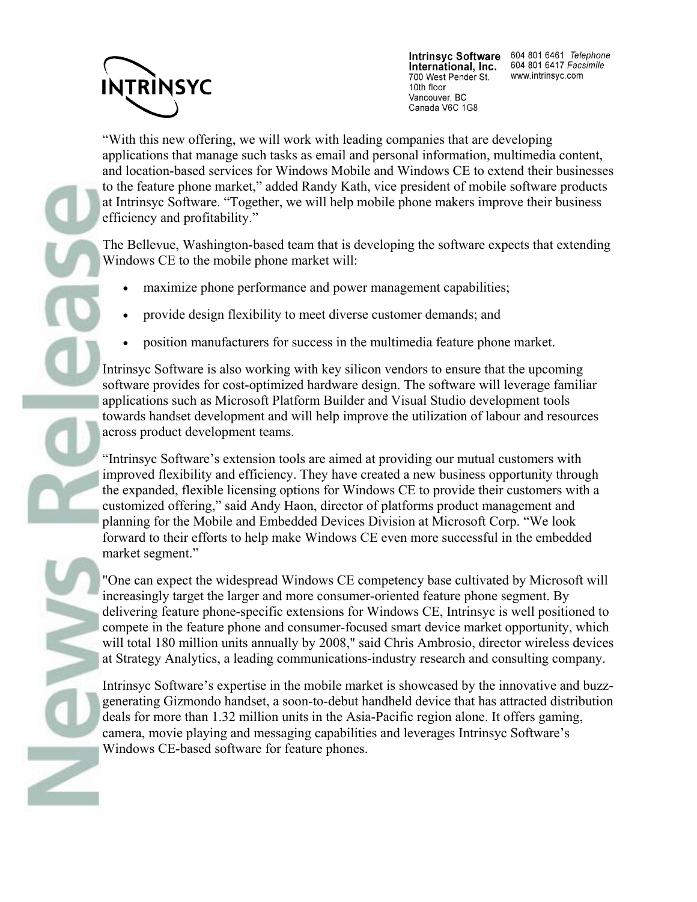"With this new offering, we will work with leading companies that are developing applications that manage such tasks as email and personal information, multimedia content, and location-based services for Windows Mobile and Windows CE to extend their businesses to the feature phone market," added Randy Kath, vice president of mobile software products at Intrinsyc Software. "Together, we will help mobile phone makers improve their business efficiency and profitability."

The Bellevue, Washington-based team that is developing the software expects that extending Windows CE to the mobile phone market will:

- maximize phone performance and power management capabilities;
- provide design flexibility to meet diverse customer demands; and
- position manufacturers for success in the multimedia feature phone market.

Intrinsyc Software is also working with key silicon vendors to ensure that the upcoming software provides for cost-optimized hardware design. The software will leverage familiar applications such as Microsoft Platform Builder and Visual Studio development tools towards handset development and will help improve the utilization of labour and resources across product development teams.

"Intrinsyc Software's extension tools are aimed at providing our mutual customers with improved flexibility and efficiency. They have created a new business opportunity through the expanded, flexible licensing options for Windows CE to provide their customers with a customized offering," said Andy Haon, director of platforms product management and planning for the Mobile and Embedded Devices Division at Microsoft Corp. "We look forward to their efforts to help make Windows CE even more successful in the embedded market segment."

"One can expect the widespread Windows CE competency base cultivated by Microsoft will increasingly target the larger and more consumer-oriented feature phone segment. By delivering feature phone-specific extensions for Windows CE, Intrinsyc is well positioned to compete in the feature phone and consumer-focused smart device market opportunity, which will total 180 million units annually by 2008," said Chris Ambrosio, director wireless devices at Strategy Analytics, a leading communications-industry research and consulting company.

Intrinsyc Software's expertise in the mobile market is showcased by the innovative and buzz-generating Gizmondo handset, a soon-to-debut handheld device that has attracted distribution deals for more than 1.32 million units in the Asia-Pacific region alone. It offers gaming, camera, movie playing and messaging capabilities and leverages Intrinsyc Software's Windows CE-based software for feature phones.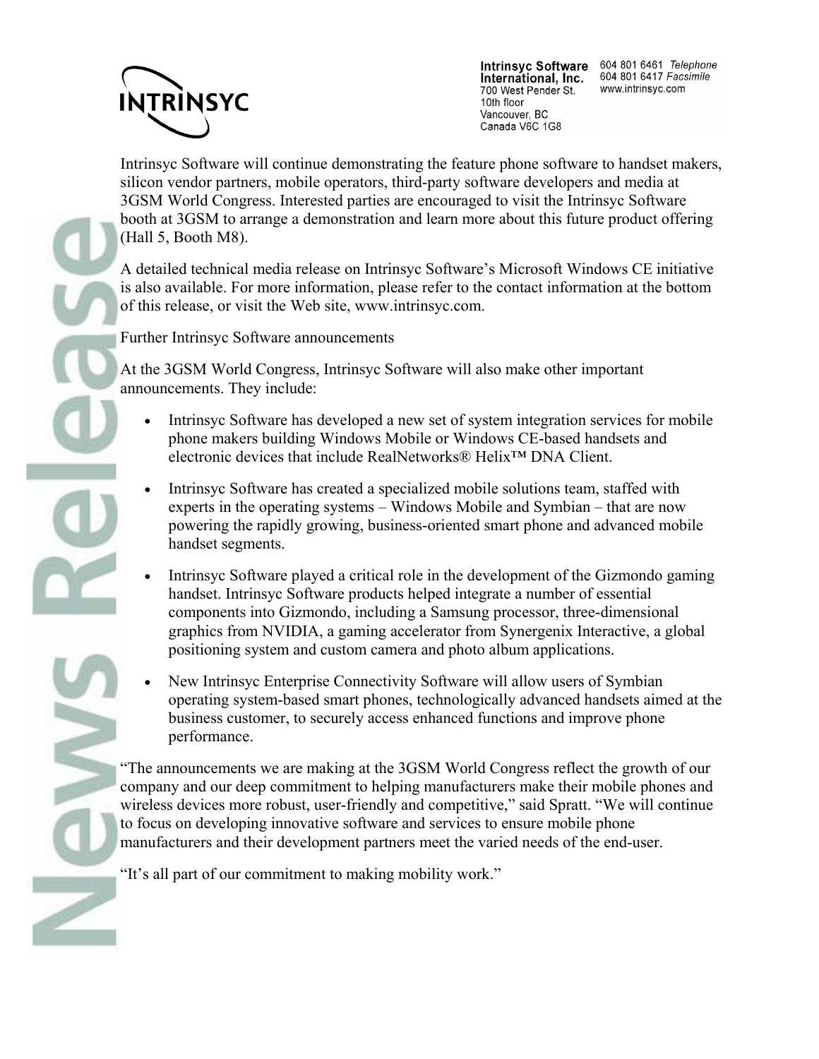Intrinsyc Software will continue demonstrating the feature phone software to handset makers, silicon vendor partners, mobile operators, third-party software developers and media at 3GSM World Congress. Interested parties are encouraged to visit the Intrinsyc Software booth at 3GSM to arrange a demonstration and learn more about this future product offering (Hall 5, Booth M8).

A detailed technical media release on Intrinsyc Software's Microsoft Windows CE initiative is also available. For more information, please refer to the contact information at the bottom of this release, or visit the Web site, www.intrinsyc.com.

Further Intrinsyc Software announcements

At the 3GSM World Congress, Intrinsyc Software will also make other important announcements. They include:

- Intrinsyc Software has developed a new set of system integration services for mobile phone makers building Windows Mobile or Windows CE-based handsets and electronic devices that include RealNetworks® Helix™ DNA Client.
- Intrinsyc Software has created a specialized mobile solutions team, staffed with experts in the operating systems – Windows Mobile and Symbian – that are now powering the rapidly growing, business-oriented smart phone and advanced mobile handset segments.
- Intrinsyc Software played a critical role in the development of the Gizmondo gaming handset. Intrinsyc Software products helped integrate a number of essential components into Gizmondo, including a Samsung processor, three-dimensional graphics from NVIDIA, a gaming accelerator from Synergenix Interactive, a global positioning system and custom camera and photo album applications.
- New Intrinsyc Enterprise Connectivity Software will allow users of Symbian operating system-based smart phones, technologically advanced handsets aimed at the business customer, to securely access enhanced functions and improve phone performance.

"The announcements we are making at the 3GSM World Congress reflect the growth of our company and our deep commitment to helping manufacturers make their mobile phones and wireless devices more robust, user-friendly and competitive," said Spratt. "We will continue to focus on developing innovative software and services to ensure mobile phone manufacturers and their development partners meet the varied needs of the end-user.

"It's all part of our commitment to making mobility work."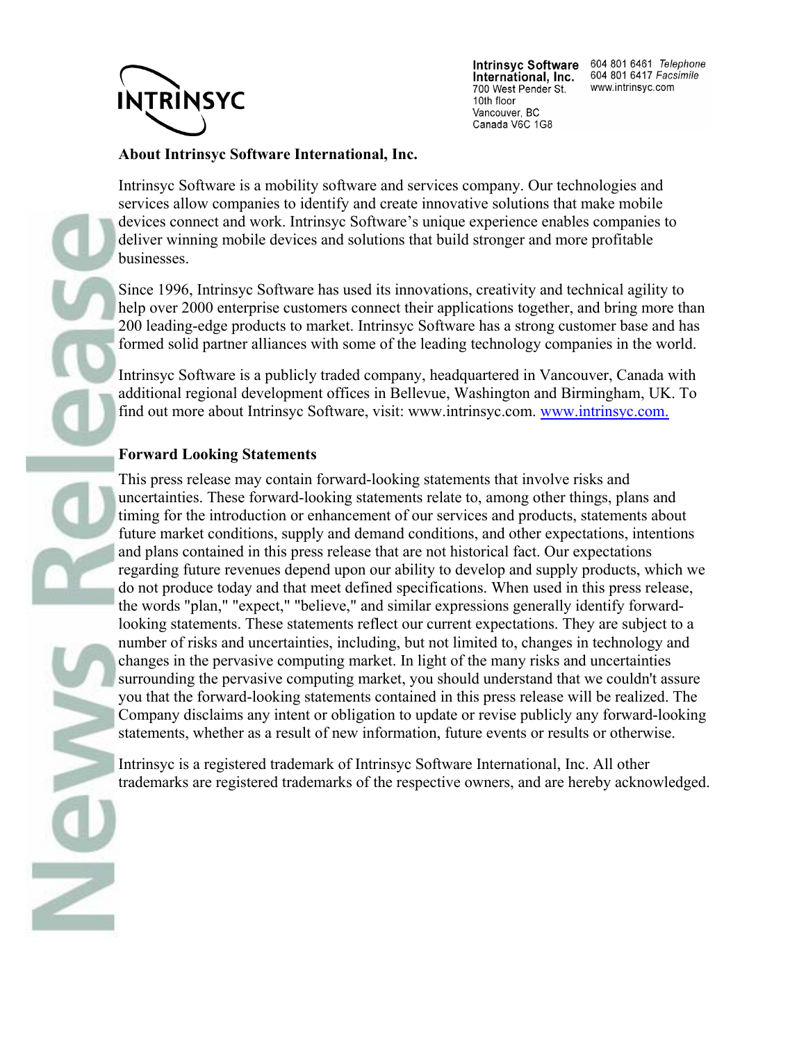Intrinsyc Software International, Inc.
700 West Pender St.
10th floor
Vancouver, BC
Canada V6C 1G8

604 801 6461 *Telephone*
604 801 6417 *Facsimile*
www.intrinsyc.com

## About Intrinsyc Software International, Inc.

Intrinsyc Software is a mobility software and services company. Our technologies and services allow companies to identify and create innovative solutions that make mobile devices connect and work. Intrinsyc Software's unique experience enables companies to deliver winning mobile devices and solutions that build stronger and more profitable businesses.

Since 1996, Intrinsyc Software has used its innovations, creativity and technical agility to help over 2000 enterprise customers connect their applications together, and bring more than 200 leading-edge products to market. Intrinsyc Software has a strong customer base and has formed solid partner alliances with some of the leading technology companies in the world.

Intrinsyc Software is a publicly traded company, headquartered in Vancouver, Canada with additional regional development offices in Bellevue, Washington and Birmingham, UK. To find out more about Intrinsyc Software, visit: www.intrinsyc.com. www.intrinsyc.com.

## Forward Looking Statements

This press release may contain forward-looking statements that involve risks and uncertainties. These forward-looking statements relate to, among other things, plans and timing for the introduction or enhancement of our services and products, statements about future market conditions, supply and demand conditions, and other expectations, intentions and plans contained in this press release that are not historical fact. Our expectations regarding future revenues depend upon our ability to develop and supply products, which we do not produce today and that meet defined specifications. When used in this press release, the words "plan," "expect," "believe," and similar expressions generally identify forward-looking statements. These statements reflect our current expectations. They are subject to a number of risks and uncertainties, including, but not limited to, changes in technology and changes in the pervasive computing market. In light of the many risks and uncertainties surrounding the pervasive computing market, you should understand that we couldn't assure you that the forward-looking statements contained in this press release will be realized. The Company disclaims any intent or obligation to update or revise publicly any forward-looking statements, whether as a result of new information, future events or results or otherwise.

Intrinsyc is a registered trademark of Intrinsyc Software International, Inc. All other trademarks are registered trademarks of the respective owners, and are hereby acknowledged.